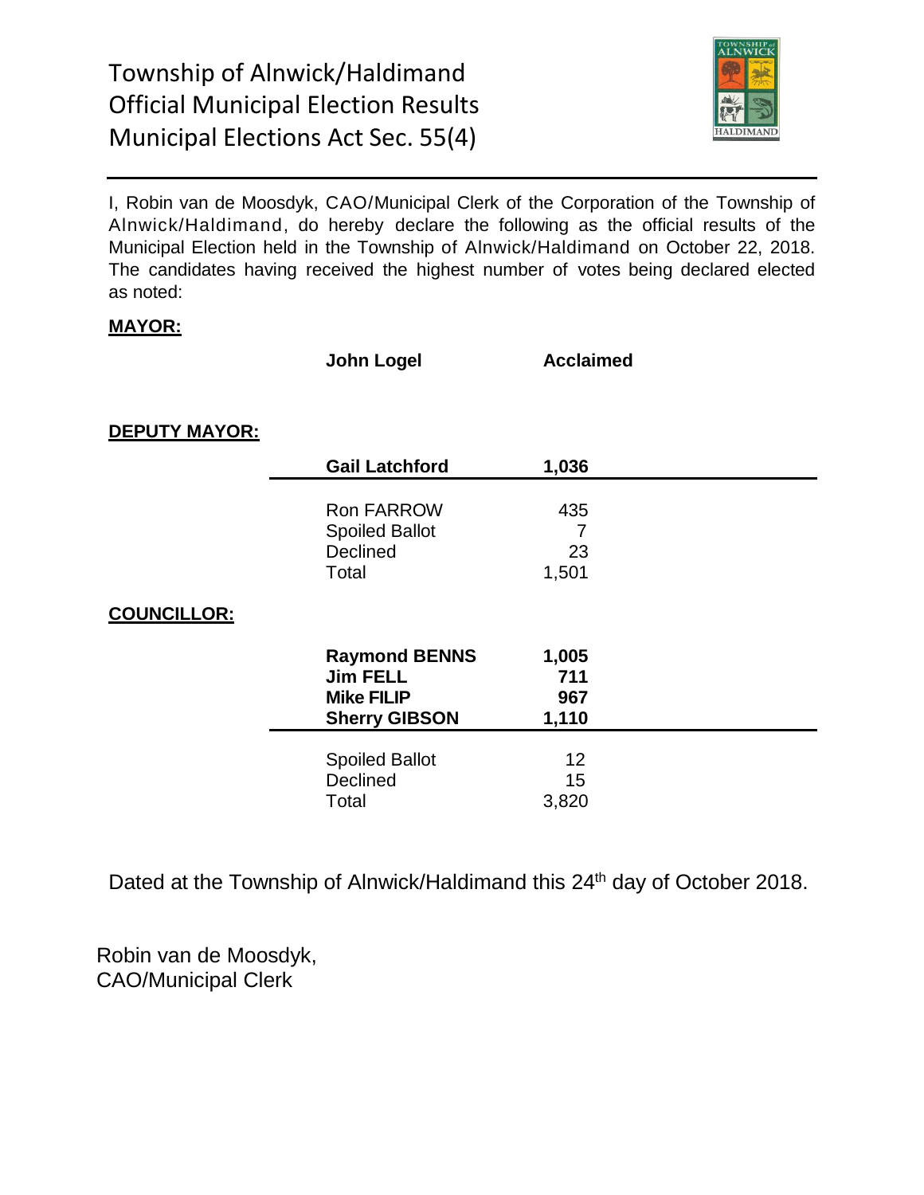# Township of Alnwick/Haldimand
# Official Municipal Election Results
# Municipal Elections Act Sec. 55(4)

I, Robin van de Moosdyk, CAO/Municipal Clerk of the Corporation of the Township of Alnwick/Haldimand, do hereby declare the following as the official results of the Municipal Election held in the Township of Alnwick/Haldimand on October 22, 2018. The candidates having received the highest number of votes being declared elected as noted:

**MAYOR:**

| Candidate | Result |
|---|---|
| **John Logel** | **Acclaimed** |

**DEPUTY MAYOR:**

| Candidate | Votes |
|---|---|
| **Gail Latchford** | **1,036** |
| Ron FARROW | 435 |
| Spoiled Ballot | 7 |
| Declined | 23 |
| Total | 1,501 |

**COUNCILLOR:**

| Candidate | Votes |
|---|---|
| **Raymond BENNS** | **1,005** |
| **Jim FELL** | **711** |
| **Mike FILIP** | **967** |
| **Sherry GIBSON** | **1,110** |
| Spoiled Ballot | 12 |
| Declined | 15 |
| Total | 3,820 |

Dated at the Township of Alnwick/Haldimand this 24th day of October 2018.

Robin van de Moosdyk,
CAO/Municipal Clerk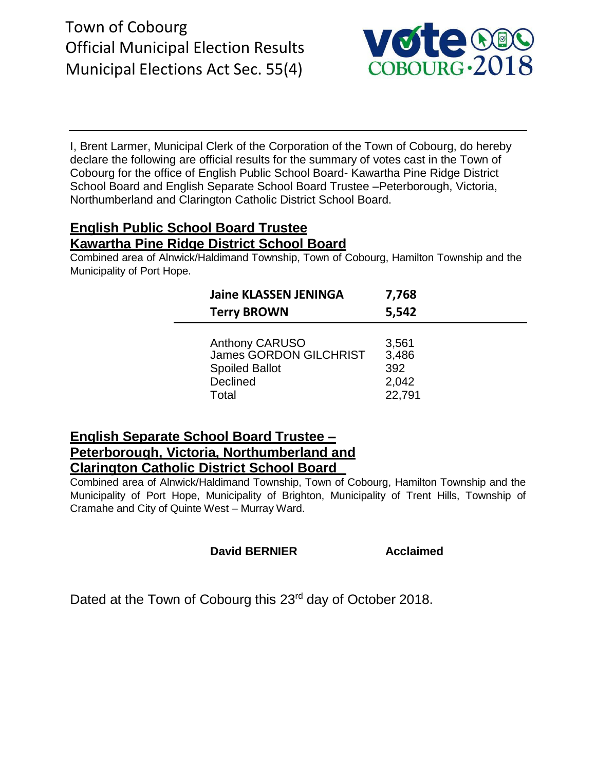Town of Cobourg
Official Municipal Election Results
Municipal Elections Act Sec. 55(4)

---

I, Brent Larmer, Municipal Clerk of the Corporation of the Town of Cobourg, do hereby declare the following are official results for the summary of votes cast in the Town of Cobourg for the office of English Public School Board- Kawartha Pine Ridge District School Board and English Separate School Board Trustee –Peterborough, Victoria, Northumberland and Clarington Catholic District School Board.

## English Public School Board Trustee
## Kawartha Pine Ridge District School Board

Combined area of Alnwick/Haldimand Township, Town of Cobourg, Hamilton Township and the Municipality of Port Hope.

| Candidate | Votes |
|---|---|
| **Jaine KLASSEN JENINGA** | **7,768** |
| **Terry BROWN** | **5,542** |
| Anthony CARUSO | 3,561 |
| James GORDON GILCHRIST | 3,486 |
| Spoiled Ballot | 392 |
| Declined | 2,042 |
| Total | 22,791 |

## English Separate School Board Trustee – Peterborough, Victoria, Northumberland and Clarington Catholic District School Board

Combined area of Alnwick/Haldimand Township, Town of Cobourg, Hamilton Township and the Municipality of Port Hope, Municipality of Brighton, Municipality of Trent Hills, Township of Cramahe and City of Quinte West – Murray Ward.

| Candidate | Result |
|---|---|
| **David BERNIER** | **Acclaimed** |

Dated at the Town of Cobourg this 23rd day of October 2018.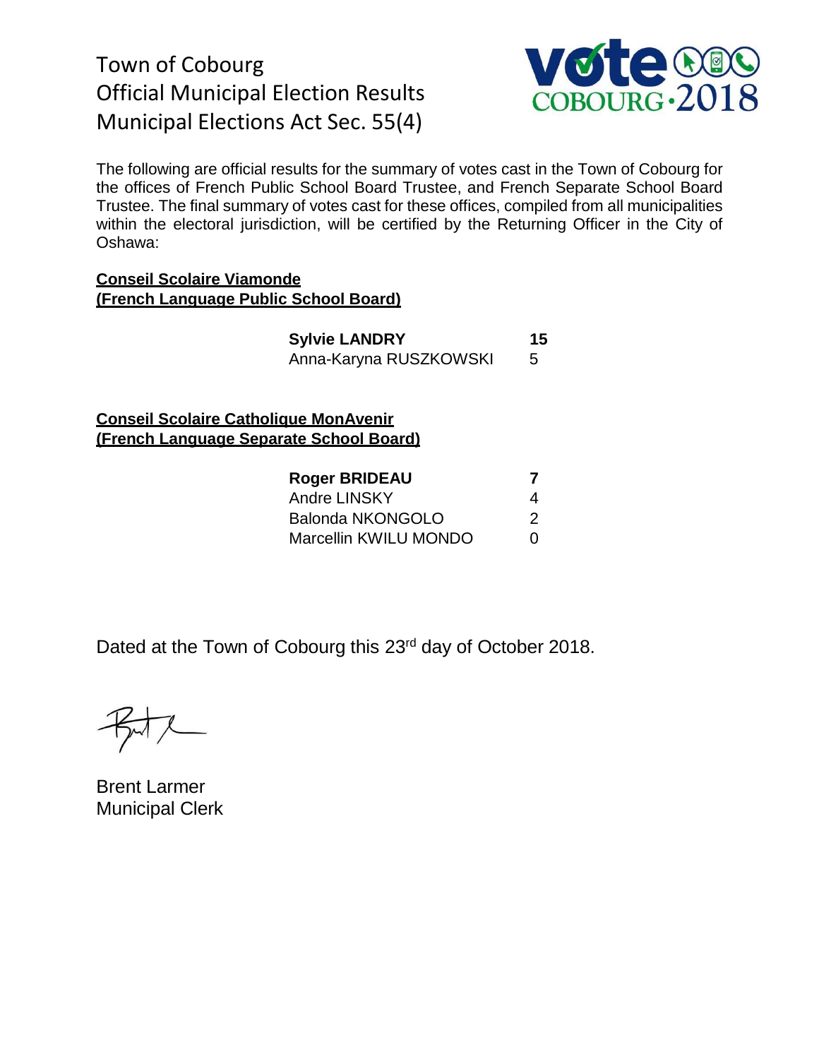# Town of Cobourg
# Official Municipal Election Results
# Municipal Elections Act Sec. 55(4)

The following are official results for the summary of votes cast in the Town of Cobourg for the offices of French Public School Board Trustee, and French Separate School Board Trustee. The final summary of votes cast for these offices, compiled from all municipalities within the electoral jurisdiction, will be certified by the Returning Officer in the City of Oshawa:

**Conseil Scolaire Viamonde**
**(French Language Public School Board)**

| | |
|---|---|
| **Sylvie LANDRY** | **15** |
| Anna-Karyna RUSZKOWSKI | 5 |

**Conseil Scolaire Catholique MonAvenir**
**(French Language Separate School Board)**

| | |
|---|---|
| **Roger BRIDEAU** | **7** |
| Andre LINSKY | 4 |
| Balonda NKONGOLO | 2 |
| Marcellin KWILU MONDO | 0 |

Dated at the Town of Cobourg this 23rd day of October 2018.

Brent Larmer
Municipal Clerk